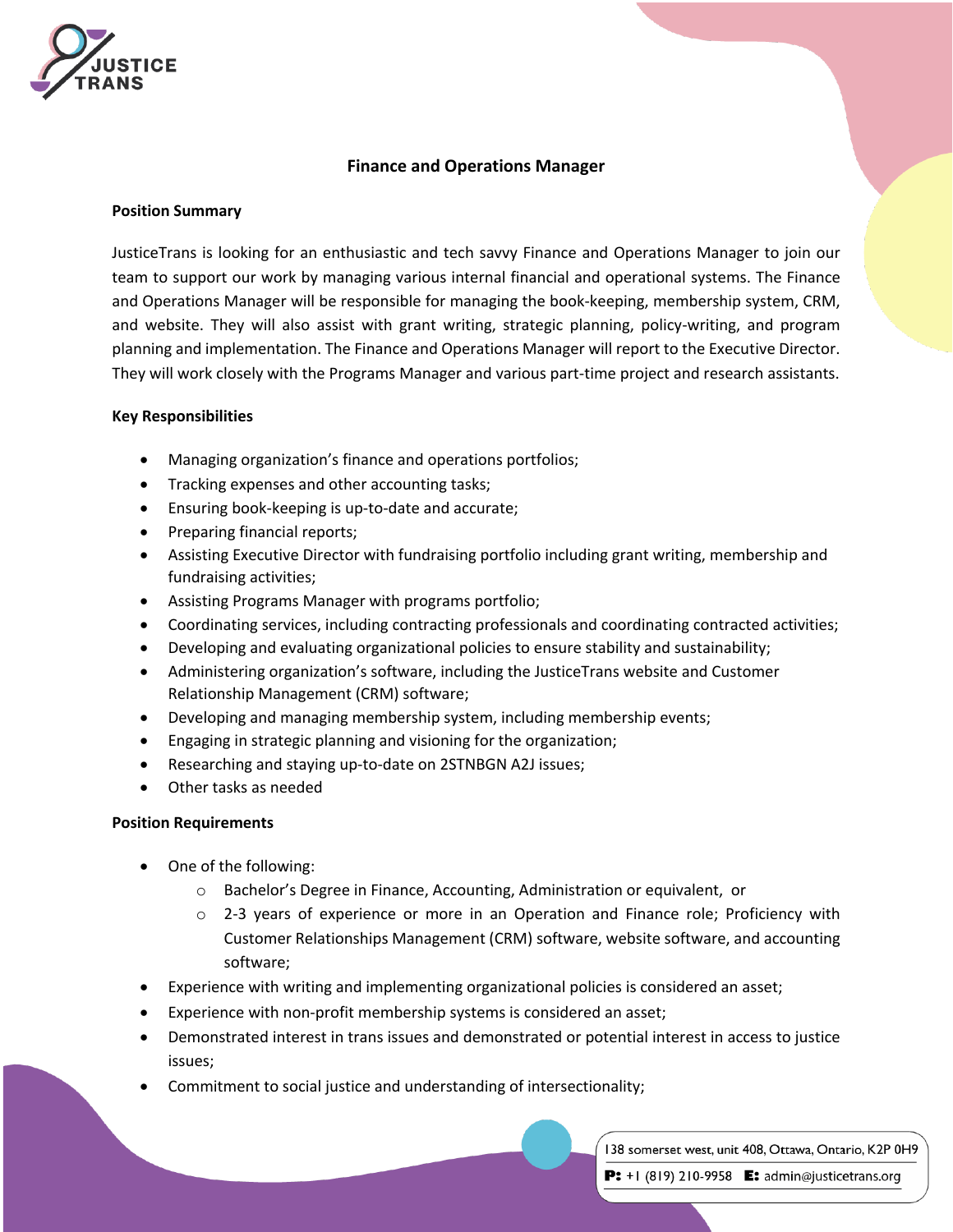# Finance and Operations Manager

## Position Summary

JusticeTrans is looking for an enthusiastic and tech savvy Finance and Operations Manager to join our team to support our work by managing various internal financial and operational systems. The Finance and Operations Manager will be responsible for managing the book-keeping, membership system, CRM, and website. They will also assist with grant writing, strategic planning, policy-writing, and program planning and implementation. The Finance and Operations Manager will report to the Executive Director. They will work closely with the Programs Manager and various part-time project and research assistants.

## Key Responsibilities

- Managing organization's finance and operations portfolios;
- Tracking expenses and other accounting tasks;
- Ensuring book-keeping is up-to-date and accurate;
- Preparing financial reports;
- Assisting Executive Director with fundraising portfolio including grant writing, membership and fundraising activities;
- Assisting Programs Manager with programs portfolio;
- Coordinating services, including contracting professionals and coordinating contracted activities;
- Developing and evaluating organizational policies to ensure stability and sustainability;
- Administering organization's software, including the JusticeTrans website and Customer Relationship Management (CRM) software;
- Developing and managing membership system, including membership events;
- Engaging in strategic planning and visioning for the organization;
- Researching and staying up-to-date on 2STNBGN A2J issues;
- Other tasks as needed

## Position Requirements

- One of the following:
  - Bachelor's Degree in Finance, Accounting, Administration or equivalent, or
  - 2-3 years of experience or more in an Operation and Finance role; Proficiency with Customer Relationships Management (CRM) software, website software, and accounting software;
- Experience with writing and implementing organizational policies is considered an asset;
- Experience with non-profit membership systems is considered an asset;
- Demonstrated interest in trans issues and demonstrated or potential interest in access to justice issues;
- Commitment to social justice and understanding of intersectionality;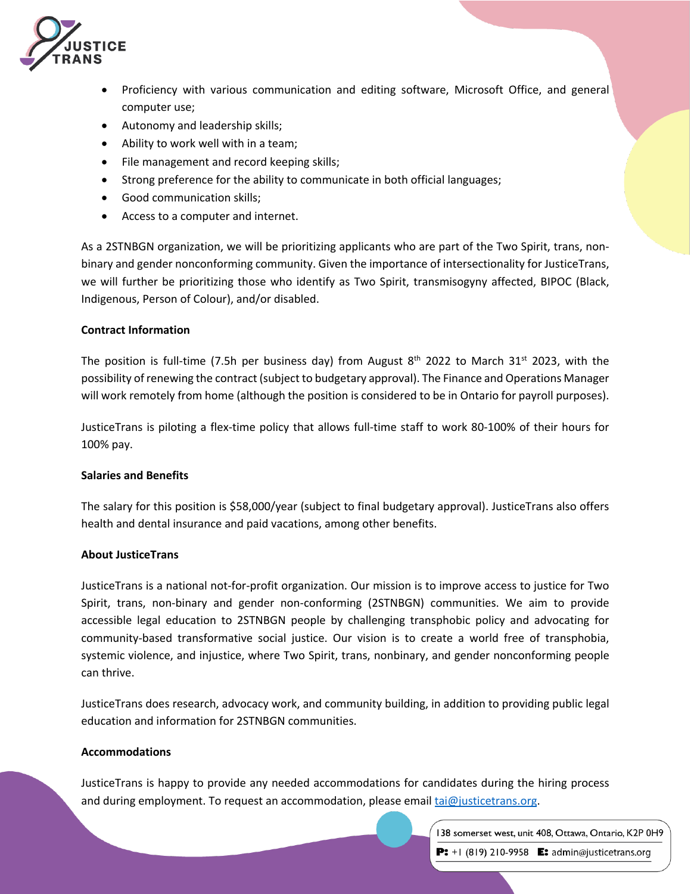- Proficiency with various communication and editing software, Microsoft Office, and general computer use;
- Autonomy and leadership skills;
- Ability to work well with in a team;
- File management and record keeping skills;
- Strong preference for the ability to communicate in both official languages;
- Good communication skills;
- Access to a computer and internet.

As a 2STNBGN organization, we will be prioritizing applicants who are part of the Two Spirit, trans, non-binary and gender nonconforming community. Given the importance of intersectionality for JusticeTrans, we will further be prioritizing those who identify as Two Spirit, transmisogyny affected, BIPOC (Black, Indigenous, Person of Colour), and/or disabled.

**Contract Information**

The position is full-time (7.5h per business day) from August 8th 2022 to March 31st 2023, with the possibility of renewing the contract (subject to budgetary approval). The Finance and Operations Manager will work remotely from home (although the position is considered to be in Ontario for payroll purposes).

JusticeTrans is piloting a flex-time policy that allows full-time staff to work 80-100% of their hours for 100% pay.

**Salaries and Benefits**

The salary for this position is $58,000/year (subject to final budgetary approval). JusticeTrans also offers health and dental insurance and paid vacations, among other benefits.

**About JusticeTrans**

JusticeTrans is a national not-for-profit organization. Our mission is to improve access to justice for Two Spirit, trans, non-binary and gender non-conforming (2STNBGN) communities. We aim to provide accessible legal education to 2STNBGN people by challenging transphobic policy and advocating for community-based transformative social justice. Our vision is to create a world free of transphobia, systemic violence, and injustice, where Two Spirit, trans, nonbinary, and gender nonconforming people can thrive.

JusticeTrans does research, advocacy work, and community building, in addition to providing public legal education and information for 2STNBGN communities.

**Accommodations**

JusticeTrans is happy to provide any needed accommodations for candidates during the hiring process and during employment. To request an accommodation, please email [tai@justicetrans.org](mailto:tai@justicetrans.org).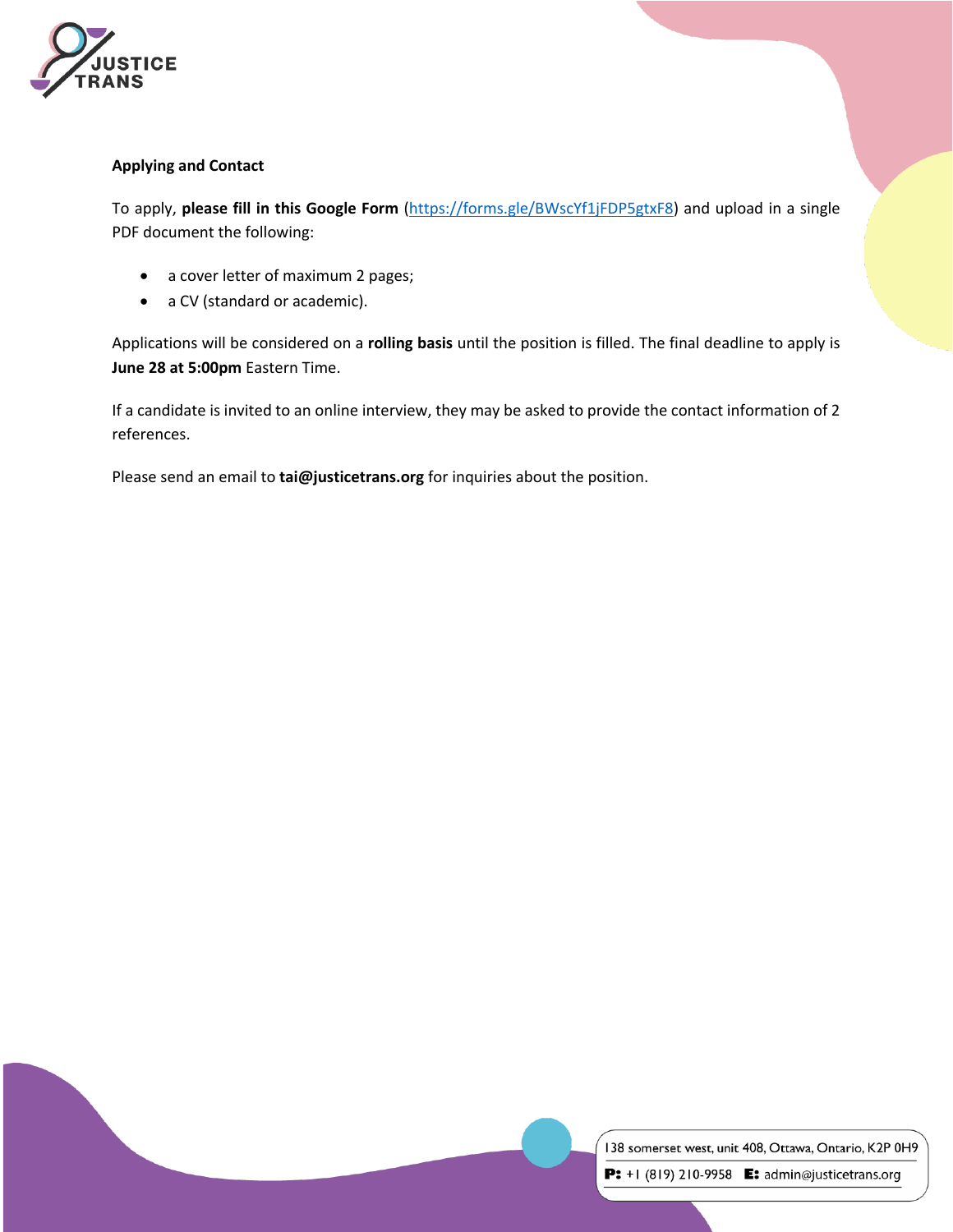**Applying and Contact**

To apply, **please fill in this Google Form** (https://forms.gle/BWscYf1jFDP5gtxF8) and upload in a single PDF document the following:

- a cover letter of maximum 2 pages;
- a CV (standard or academic).

Applications will be considered on a **rolling basis** until the position is filled. The final deadline to apply is **June 28 at 5:00pm** Eastern Time.

If a candidate is invited to an online interview, they may be asked to provide the contact information of 2 references.

Please send an email to **tai@justicetrans.org** for inquiries about the position.